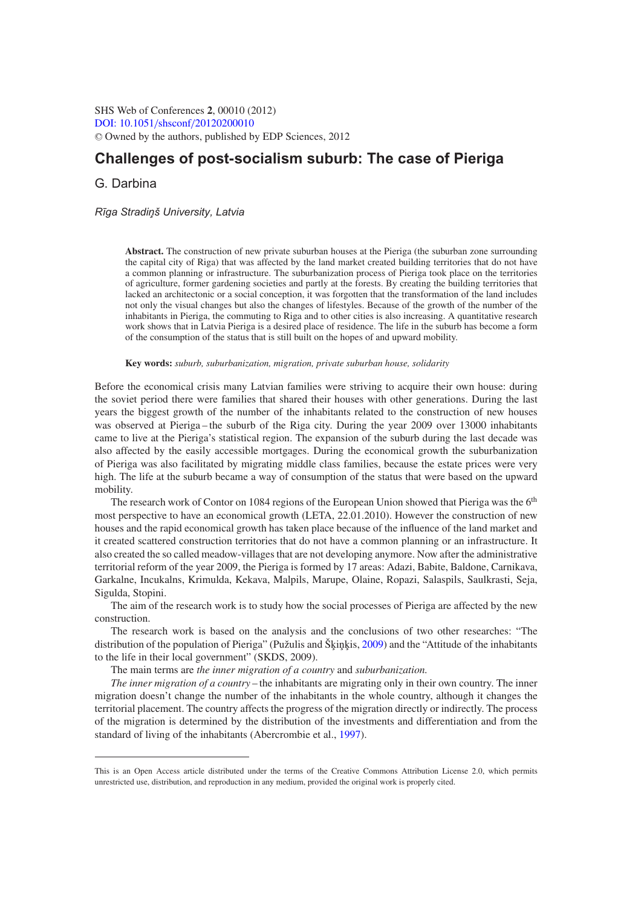SHS Web of Conferences **2**, 00010 (2012)
DOI: 10.1051/shsconf/20120200010
© Owned by the authors, published by EDP Sciences, 2012

# Challenges of post-socialism suburb: The case of Pieriga

G. Darbina

*Rīga Stradiņš University, Latvia*

**Abstract.** The construction of new private suburban houses at the Pieriga (the suburban zone surrounding the capital city of Riga) that was affected by the land market created building territories that do not have a common planning or infrastructure. The suburbanization process of Pieriga took place on the territories of agriculture, former gardening societies and partly at the forests. By creating the building territories that lacked an architectonic or a social conception, it was forgotten that the transformation of the land includes not only the visual changes but also the changes of lifestyles. Because of the growth of the number of the inhabitants in Pieriga, the commuting to Riga and to other cities is also increasing. A quantitative research work shows that in Latvia Pieriga is a desired place of residence. The life in the suburb has become a form of the consumption of the status that is still built on the hopes of and upward mobility.

**Key words:** *suburb, suburbanization, migration, private suburban house, solidarity*

Before the economical crisis many Latvian families were striving to acquire their own house: during the soviet period there were families that shared their houses with other generations. During the last years the biggest growth of the number of the inhabitants related to the construction of new houses was observed at Pieriga – the suburb of the Riga city. During the year 2009 over 13000 inhabitants came to live at the Pieriga's statistical region. The expansion of the suburb during the last decade was also affected by the easily accessible mortgages. During the economical growth the suburbanization of Pieriga was also facilitated by migrating middle class families, because the estate prices were very high. The life at the suburb became a way of consumption of the status that were based on the upward mobility.

The research work of Contor on 1084 regions of the European Union showed that Pieriga was the 6th most perspective to have an economical growth (LETA, 22.01.2010). However the construction of new houses and the rapid economical growth has taken place because of the influence of the land market and it created scattered construction territories that do not have a common planning or an infrastructure. It also created the so called meadow-villages that are not developing anymore. Now after the administrative territorial reform of the year 2009, the Pieriga is formed by 17 areas: Adazi, Babite, Baldone, Carnikava, Garkalne, Incukalns, Krimulda, Kekava, Malpils, Marupe, Olaine, Ropazi, Salaspils, Saulkrasti, Seja, Sigulda, Stopini.

The aim of the research work is to study how the social processes of Pieriga are affected by the new construction.

The research work is based on the analysis and the conclusions of two other researches: "The distribution of the population of Pieriga" (Pužulis and Šķiņķis, 2009) and the "Attitude of the inhabitants to the life in their local government" (SKDS, 2009).

The main terms are *the inner migration of a country* and *suburbanization.*

*The inner migration of a country* – the inhabitants are migrating only in their own country. The inner migration doesn't change the number of the inhabitants in the whole country, although it changes the territorial placement. The country affects the progress of the migration directly or indirectly. The process of the migration is determined by the distribution of the investments and differentiation and from the standard of living of the inhabitants (Abercrombie et al., 1997).

This is an Open Access article distributed under the terms of the Creative Commons Attribution License 2.0, which permits unrestricted use, distribution, and reproduction in any medium, provided the original work is properly cited.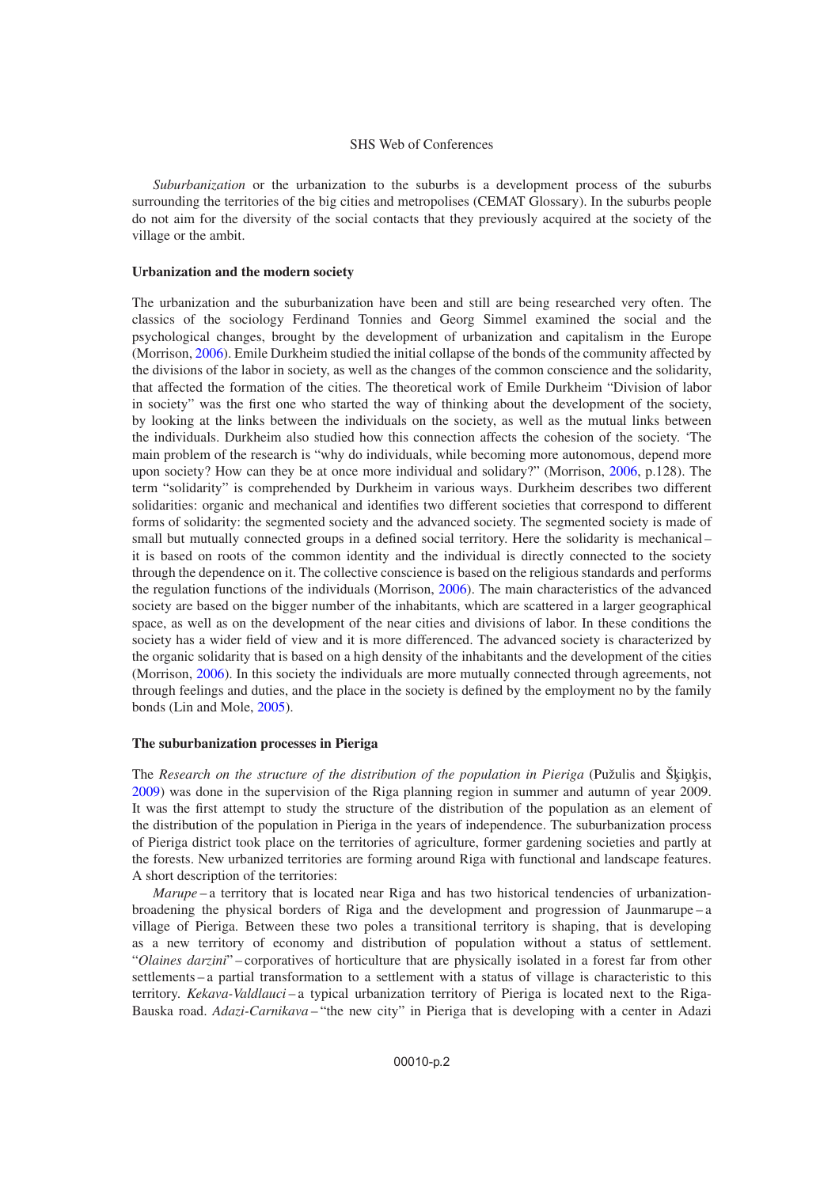*Suburbanization* or the urbanization to the suburbs is a development process of the suburbs surrounding the territories of the big cities and metropolises (CEMAT Glossary). In the suburbs people do not aim for the diversity of the social contacts that they previously acquired at the society of the village or the ambit.

**Urbanization and the modern society**

The urbanization and the suburbanization have been and still are being researched very often. The classics of the sociology Ferdinand Tonnies and Georg Simmel examined the social and the psychological changes, brought by the development of urbanization and capitalism in the Europe (Morrison, 2006). Emile Durkheim studied the initial collapse of the bonds of the community affected by the divisions of the labor in society, as well as the changes of the common conscience and the solidarity, that affected the formation of the cities. The theoretical work of Emile Durkheim "Division of labor in society" was the first one who started the way of thinking about the development of the society, by looking at the links between the individuals on the society, as well as the mutual links between the individuals. Durkheim also studied how this connection affects the cohesion of the society. 'The main problem of the research is "why do individuals, while becoming more autonomous, depend more upon society? How can they be at once more individual and solidary?" (Morrison, 2006, p.128). The term "solidarity" is comprehended by Durkheim in various ways. Durkheim describes two different solidarities: organic and mechanical and identifies two different societies that correspond to different forms of solidarity: the segmented society and the advanced society. The segmented society is made of small but mutually connected groups in a defined social territory. Here the solidarity is mechanical – it is based on roots of the common identity and the individual is directly connected to the society through the dependence on it. The collective conscience is based on the religious standards and performs the regulation functions of the individuals (Morrison, 2006). The main characteristics of the advanced society are based on the bigger number of the inhabitants, which are scattered in a larger geographical space, as well as on the development of the near cities and divisions of labor. In these conditions the society has a wider field of view and it is more differenced. The advanced society is characterized by the organic solidarity that is based on a high density of the inhabitants and the development of the cities (Morrison, 2006). In this society the individuals are more mutually connected through agreements, not through feelings and duties, and the place in the society is defined by the employment no by the family bonds (Lin and Mole, 2005).

**The suburbanization processes in Pieriga**

The *Research on the structure of the distribution of the population in Pieriga* (Pužulis and Šķiņķis, 2009) was done in the supervision of the Riga planning region in summer and autumn of year 2009. It was the first attempt to study the structure of the distribution of the population as an element of the distribution of the population in Pieriga in the years of independence. The suburbanization process of Pieriga district took place on the territories of agriculture, former gardening societies and partly at the forests. New urbanized territories are forming around Riga with functional and landscape features. A short description of the territories:

*Marupe* – a territory that is located near Riga and has two historical tendencies of urbanization-broadening the physical borders of Riga and the development and progression of Jaunmarupe – a village of Pieriga. Between these two poles a transitional territory is shaping, that is developing as a new territory of economy and distribution of population without a status of settlement. "*Olaines darzini*" – corporatives of horticulture that are physically isolated in a forest far from other settlements – a partial transformation to a settlement with a status of village is characteristic to this territory. *Kekava-Valdlauci* – a typical urbanization territory of Pieriga is located next to the Riga-Bauska road. *Adazi-Carnikava* – "the new city" in Pieriga that is developing with a center in Adazi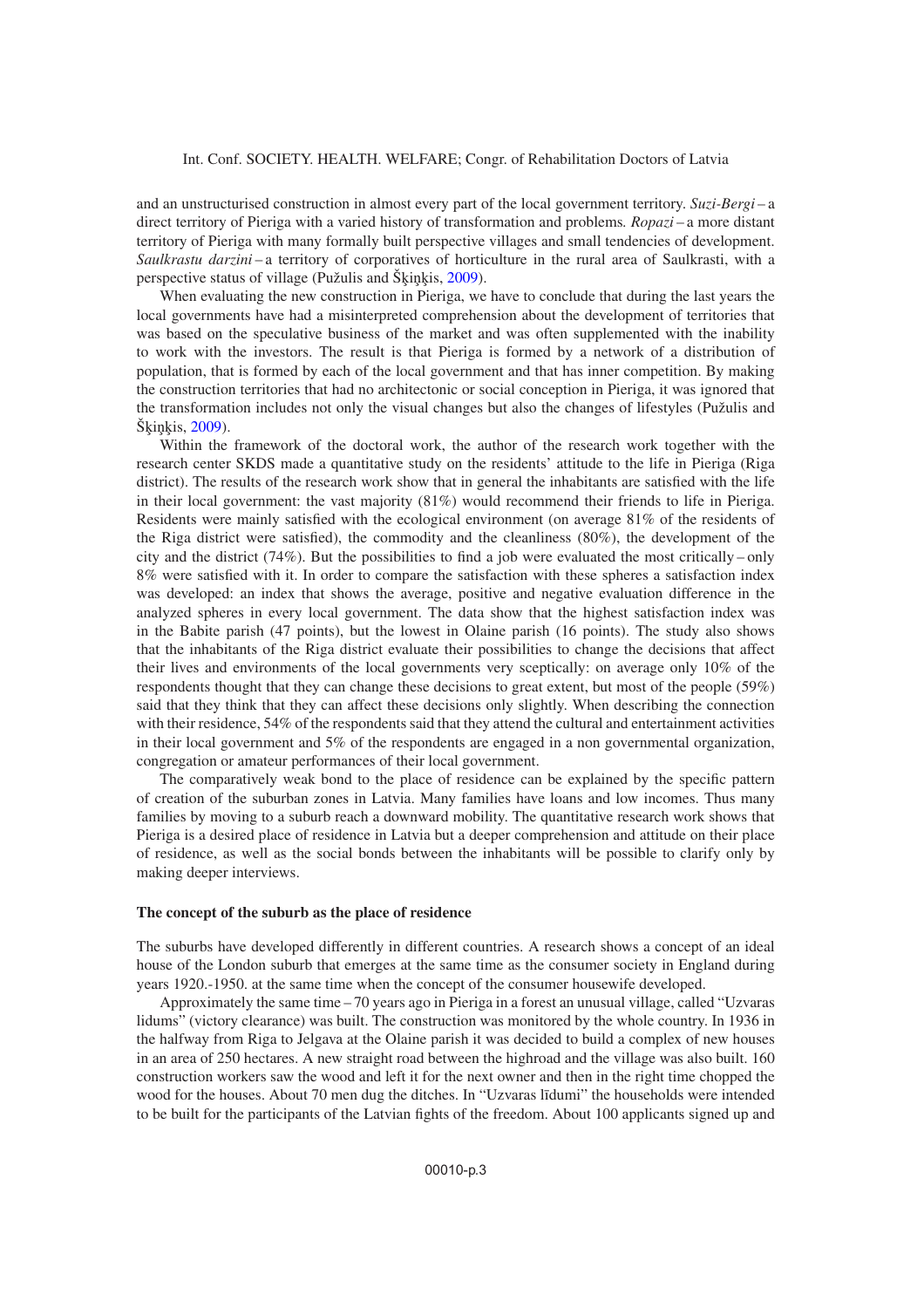and an unstructurised construction in almost every part of the local government territory. *Suzi-Bergi* – a direct territory of Pieriga with a varied history of transformation and problems. *Ropazi* – a more distant territory of Pieriga with many formally built perspective villages and small tendencies of development. *Saulkrastu darzini* – a territory of corporatives of horticulture in the rural area of Saulkrasti, with a perspective status of village (Pužulis and Šķiņķis, 2009).

When evaluating the new construction in Pieriga, we have to conclude that during the last years the local governments have had a misinterpreted comprehension about the development of territories that was based on the speculative business of the market and was often supplemented with the inability to work with the investors. The result is that Pieriga is formed by a network of a distribution of population, that is formed by each of the local government and that has inner competition. By making the construction territories that had no architectonic or social conception in Pieriga, it was ignored that the transformation includes not only the visual changes but also the changes of lifestyles (Pužulis and Šķiņķis, 2009).

Within the framework of the doctoral work, the author of the research work together with the research center SKDS made a quantitative study on the residents' attitude to the life in Pieriga (Riga district). The results of the research work show that in general the inhabitants are satisfied with the life in their local government: the vast majority (81%) would recommend their friends to life in Pieriga. Residents were mainly satisfied with the ecological environment (on average 81% of the residents of the Riga district were satisfied), the commodity and the cleanliness (80%), the development of the city and the district (74%). But the possibilities to find a job were evaluated the most critically – only 8% were satisfied with it. In order to compare the satisfaction with these spheres a satisfaction index was developed: an index that shows the average, positive and negative evaluation difference in the analyzed spheres in every local government. The data show that the highest satisfaction index was in the Babite parish (47 points), but the lowest in Olaine parish (16 points). The study also shows that the inhabitants of the Riga district evaluate their possibilities to change the decisions that affect their lives and environments of the local governments very sceptically: on average only 10% of the respondents thought that they can change these decisions to great extent, but most of the people (59%) said that they think that they can affect these decisions only slightly. When describing the connection with their residence, 54% of the respondents said that they attend the cultural and entertainment activities in their local government and 5% of the respondents are engaged in a non governmental organization, congregation or amateur performances of their local government.

The comparatively weak bond to the place of residence can be explained by the specific pattern of creation of the suburban zones in Latvia. Many families have loans and low incomes. Thus many families by moving to a suburb reach a downward mobility. The quantitative research work shows that Pieriga is a desired place of residence in Latvia but a deeper comprehension and attitude on their place of residence, as well as the social bonds between the inhabitants will be possible to clarify only by making deeper interviews.

## The concept of the suburb as the place of residence

The suburbs have developed differently in different countries. A research shows a concept of an ideal house of the London suburb that emerges at the same time as the consumer society in England during years 1920.-1950. at the same time when the concept of the consumer housewife developed.

Approximately the same time – 70 years ago in Pieriga in a forest an unusual village, called "Uzvaras lidums" (victory clearance) was built. The construction was monitored by the whole country. In 1936 in the halfway from Riga to Jelgava at the Olaine parish it was decided to build a complex of new houses in an area of 250 hectares. A new straight road between the highroad and the village was also built. 160 construction workers saw the wood and left it for the next owner and then in the right time chopped the wood for the houses. About 70 men dug the ditches. In "Uzvaras līdumi" the households were intended to be built for the participants of the Latvian fights of the freedom. About 100 applicants signed up and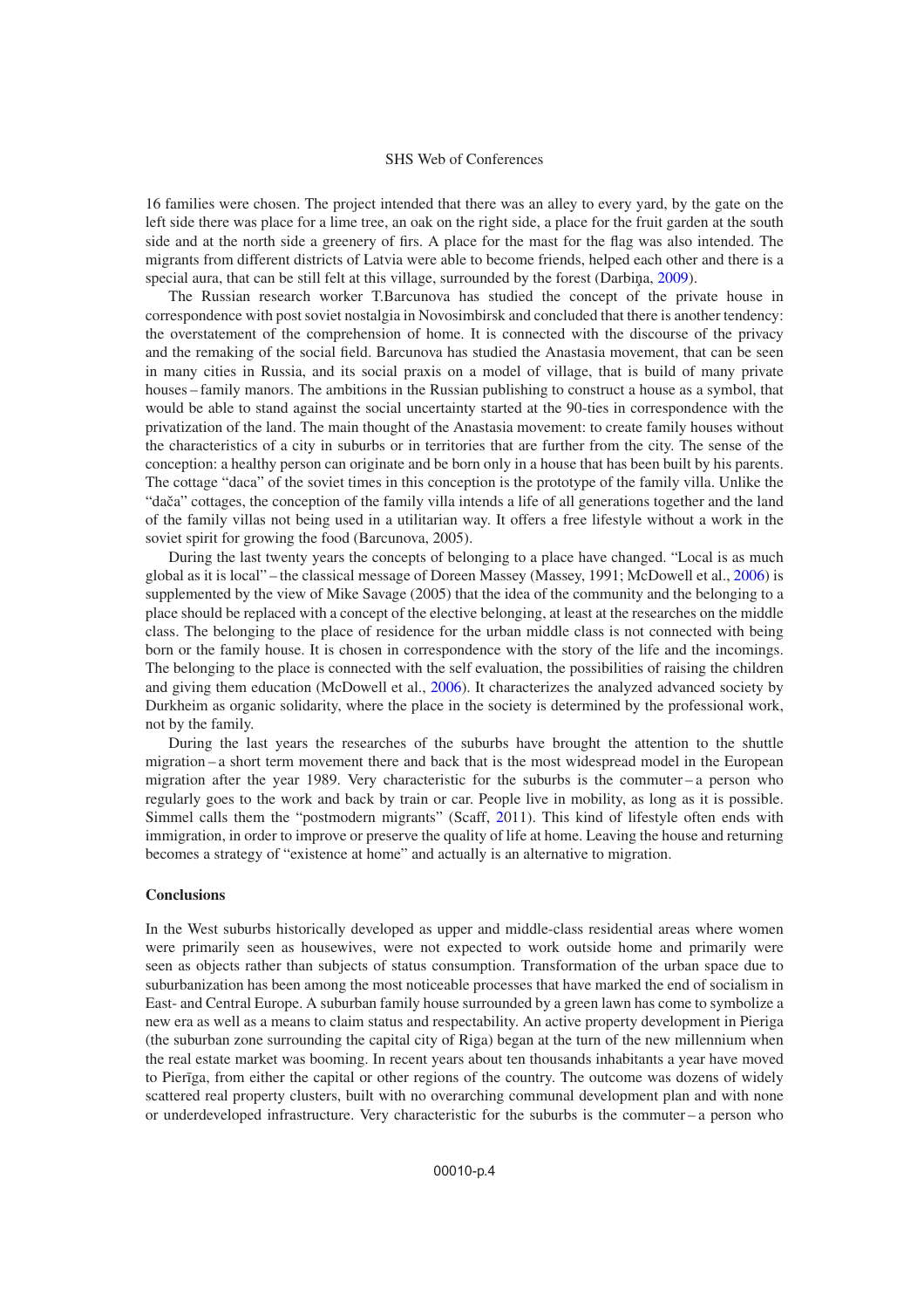16 families were chosen. The project intended that there was an alley to every yard, by the gate on the left side there was place for a lime tree, an oak on the right side, a place for the fruit garden at the south side and at the north side a greenery of firs. A place for the mast for the flag was also intended. The migrants from different districts of Latvia were able to become friends, helped each other and there is a special aura, that can be still felt at this village, surrounded by the forest (Darbiņa, 2009).

The Russian research worker T.Barcunova has studied the concept of the private house in correspondence with post soviet nostalgia in Novosimbirsk and concluded that there is another tendency: the overstatement of the comprehension of home. It is connected with the discourse of the privacy and the remaking of the social field. Barcunova has studied the Anastasia movement, that can be seen in many cities in Russia, and its social praxis on a model of village, that is build of many private houses – family manors. The ambitions in the Russian publishing to construct a house as a symbol, that would be able to stand against the social uncertainty started at the 90-ties in correspondence with the privatization of the land. The main thought of the Anastasia movement: to create family houses without the characteristics of a city in suburbs or in territories that are further from the city. The sense of the conception: a healthy person can originate and be born only in a house that has been built by his parents. The cottage "daca" of the soviet times in this conception is the prototype of the family villa. Unlike the "dača" cottages, the conception of the family villa intends a life of all generations together and the land of the family villas not being used in a utilitarian way. It offers a free lifestyle without a work in the soviet spirit for growing the food (Barcunova, 2005).

During the last twenty years the concepts of belonging to a place have changed. "Local is as much global as it is local" – the classical message of Doreen Massey (Massey, 1991; McDowell et al., 2006) is supplemented by the view of Mike Savage (2005) that the idea of the community and the belonging to a place should be replaced with a concept of the elective belonging, at least at the researches on the middle class. The belonging to the place of residence for the urban middle class is not connected with being born or the family house. It is chosen in correspondence with the story of the life and the incomings. The belonging to the place is connected with the self evaluation, the possibilities of raising the children and giving them education (McDowell et al., 2006). It characterizes the analyzed advanced society by Durkheim as organic solidarity, where the place in the society is determined by the professional work, not by the family.

During the last years the researches of the suburbs have brought the attention to the shuttle migration – a short term movement there and back that is the most widespread model in the European migration after the year 1989. Very characteristic for the suburbs is the commuter – a person who regularly goes to the work and back by train or car. People live in mobility, as long as it is possible. Simmel calls them the "postmodern migrants" (Scaff, 2011). This kind of lifestyle often ends with immigration, in order to improve or preserve the quality of life at home. Leaving the house and returning becomes a strategy of "existence at home" and actually is an alternative to migration.

## Conclusions

In the West suburbs historically developed as upper and middle-class residential areas where women were primarily seen as housewives, were not expected to work outside home and primarily were seen as objects rather than subjects of status consumption. Transformation of the urban space due to suburbanization has been among the most noticeable processes that have marked the end of socialism in East- and Central Europe. A suburban family house surrounded by a green lawn has come to symbolize a new era as well as a means to claim status and respectability. An active property development in Pieriga (the suburban zone surrounding the capital city of Riga) began at the turn of the new millennium when the real estate market was booming. In recent years about ten thousands inhabitants a year have moved to Pierīga, from either the capital or other regions of the country. The outcome was dozens of widely scattered real property clusters, built with no overarching communal development plan and with none or underdeveloped infrastructure. Very characteristic for the suburbs is the commuter – a person who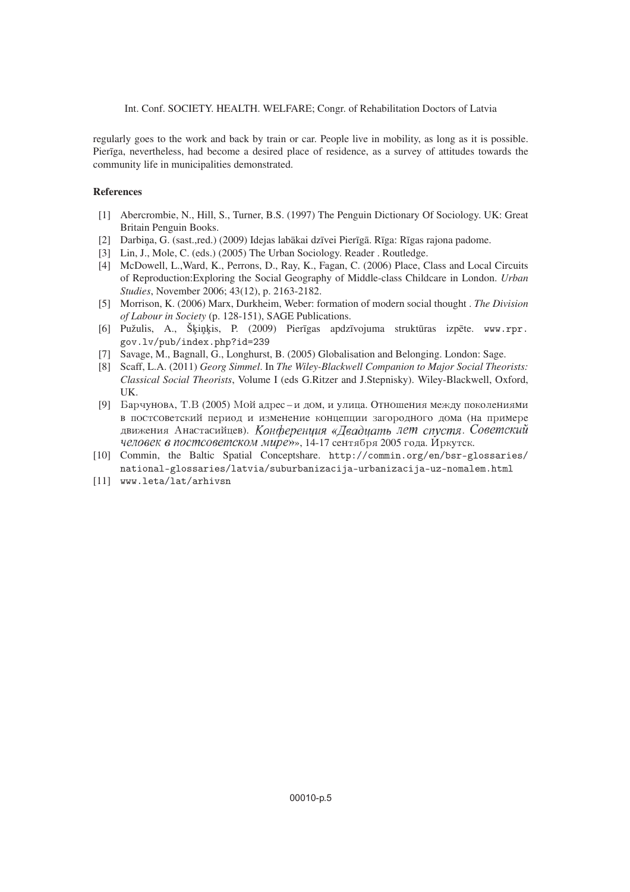regularly goes to the work and back by train or car. People live in mobility, as long as it is possible. Pierīga, nevertheless, had become a desired place of residence, as a survey of attitudes towards the community life in municipalities demonstrated.

**References**

[1] Abercrombie, N., Hill, S., Turner, B.S. (1997) The Penguin Dictionary Of Sociology. UK: Great Britain Penguin Books.

[2] Darbiņa, G. (sast.,red.) (2009) Idejas labākai dzīvei Pierīgā. Rīga: Rīgas rajona padome.

[3] Lin, J., Mole, C. (eds.) (2005) The Urban Sociology. Reader . Routledge.

[4] McDowell, L.,Ward, K., Perrons, D., Ray, K., Fagan, C. (2006) Place, Class and Local Circuits of Reproduction:Exploring the Social Geography of Middle-class Childcare in London. *Urban Studies*, November 2006; 43(12), p. 2163-2182.

[5] Morrison, K. (2006) Marx, Durkheim, Weber: formation of modern social thought . *The Division of Labour in Society* (p. 128-151), SAGE Publications.

[6] Pužulis, A., Šķiņķis, P. (2009) Pierīgas apdzīvojuma struktūras izpēte. www.rpr.gov.lv/pub/index.php?id=239

[7] Savage, M., Bagnall, G., Longhurst, B. (2005) Globalisation and Belonging. London: Sage.

[8] Scaff, L.A. (2011) *Georg Simmel*. In *The Wiley-Blackwell Companion to Major Social Theorists: Classical Social Theorists*, Volume I (eds G.Ritzer and J.Stepnisky). Wiley-Blackwell, Oxford, UK.

[9] Барчунова, Т.В (2005) Мой адрес – и дом, и улица. Отношения между поколениями в постсоветский период и изменение концепции загородного дома (на примере движения Анастасийцев). *Конференция «Двадцать лет спустя. Советский человек в постсоветском мире»*, 14-17 сентября 2005 года. Иркутск.

[10] Commin, the Baltic Spatial Conceptshare. http://commin.org/en/bsr-glossaries/national-glossaries/latvia/suburbanizacija-urbanizacija-uz-nomalem.html

[11] www.leta/lat/arhivsn